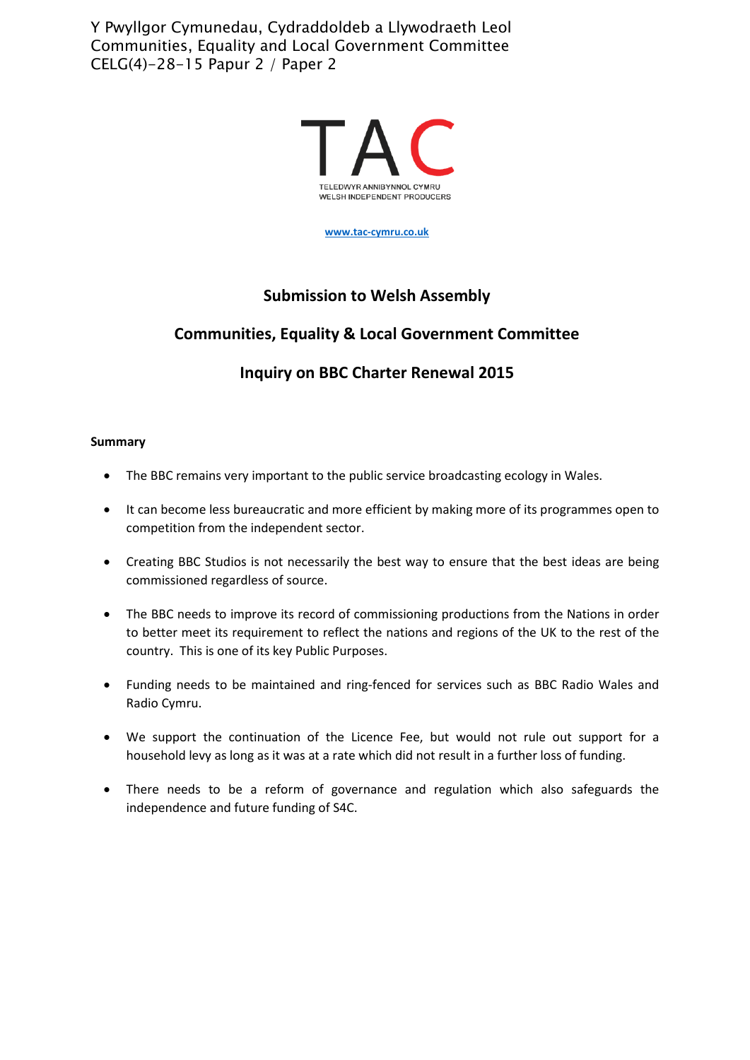Y Pwyllgor Cymunedau, Cydraddoldeb a Llywodraeth Leol
Communities, Equality and Local Government Committee
CELG(4)-28-15 Papur 2 / Paper 2

TAC

TELEDWYR ANNIBYNNOL CYMRU
WELSH INDEPENDENT PRODUCERS

www.tac-cymru.co.uk

## Submission to Welsh Assembly

## Communities, Equality & Local Government Committee

## Inquiry on BBC Charter Renewal 2015

**Summary**

- The BBC remains very important to the public service broadcasting ecology in Wales.
- It can become less bureaucratic and more efficient by making more of its programmes open to competition from the independent sector.
- Creating BBC Studios is not necessarily the best way to ensure that the best ideas are being commissioned regardless of source.
- The BBC needs to improve its record of commissioning productions from the Nations in order to better meet its requirement to reflect the nations and regions of the UK to the rest of the country. This is one of its key Public Purposes.
- Funding needs to be maintained and ring-fenced for services such as BBC Radio Wales and Radio Cymru.
- We support the continuation of the Licence Fee, but would not rule out support for a household levy as long as it was at a rate which did not result in a further loss of funding.
- There needs to be a reform of governance and regulation which also safeguards the independence and future funding of S4C.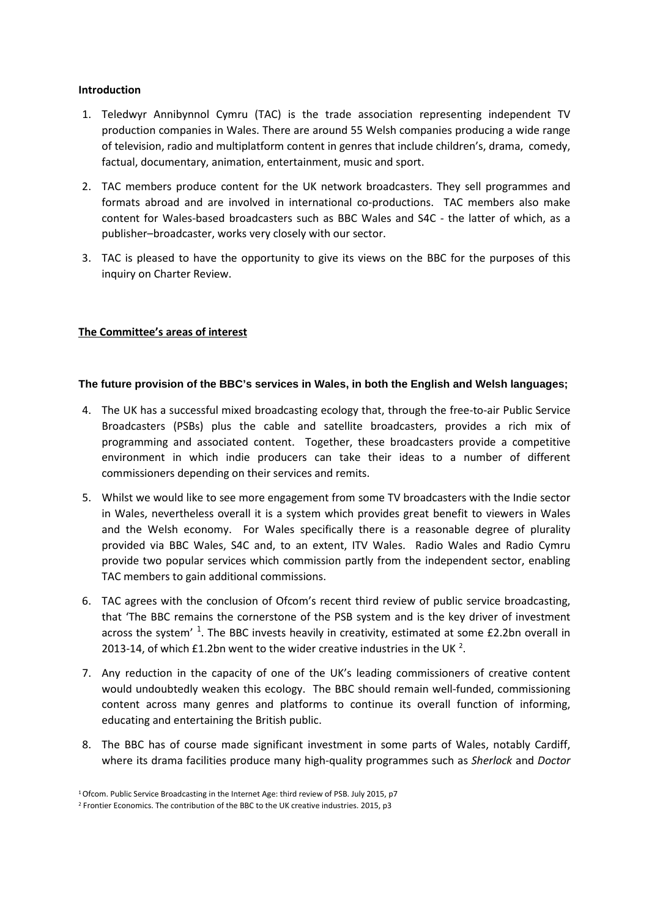### Introduction

1. Teledwyr Annibynnol Cymru (TAC) is the trade association representing independent TV production companies in Wales. There are around 55 Welsh companies producing a wide range of television, radio and multiplatform content in genres that include children's, drama, comedy, factual, documentary, animation, entertainment, music and sport.

2. TAC members produce content for the UK network broadcasters. They sell programmes and formats abroad and are involved in international co-productions. TAC members also make content for Wales-based broadcasters such as BBC Wales and S4C - the latter of which, as a publisher–broadcaster, works very closely with our sector.

3. TAC is pleased to have the opportunity to give its views on the BBC for the purposes of this inquiry on Charter Review.

## The Committee's areas of interest

### The future provision of the BBC's services in Wales, in both the English and Welsh languages;

4. The UK has a successful mixed broadcasting ecology that, through the free-to-air Public Service Broadcasters (PSBs) plus the cable and satellite broadcasters, provides a rich mix of programming and associated content. Together, these broadcasters provide a competitive environment in which indie producers can take their ideas to a number of different commissioners depending on their services and remits.

5. Whilst we would like to see more engagement from some TV broadcasters with the Indie sector in Wales, nevertheless overall it is a system which provides great benefit to viewers in Wales and the Welsh economy. For Wales specifically there is a reasonable degree of plurality provided via BBC Wales, S4C and, to an extent, ITV Wales. Radio Wales and Radio Cymru provide two popular services which commission partly from the independent sector, enabling TAC members to gain additional commissions.

6. TAC agrees with the conclusion of Ofcom's recent third review of public service broadcasting, that 'The BBC remains the cornerstone of the PSB system and is the key driver of investment across the system' [1]. The BBC invests heavily in creativity, estimated at some £2.2bn overall in 2013-14, of which £1.2bn went to the wider creative industries in the UK [2].

7. Any reduction in the capacity of one of the UK's leading commissioners of creative content would undoubtedly weaken this ecology. The BBC should remain well-funded, commissioning content across many genres and platforms to continue its overall function of informing, educating and entertaining the British public.

8. The BBC has of course made significant investment in some parts of Wales, notably Cardiff, where its drama facilities produce many high-quality programmes such as *Sherlock* and *Doctor*

[1] Ofcom. Public Service Broadcasting in the Internet Age: third review of PSB. July 2015, p7

[2] Frontier Economics. The contribution of the BBC to the UK creative industries. 2015, p3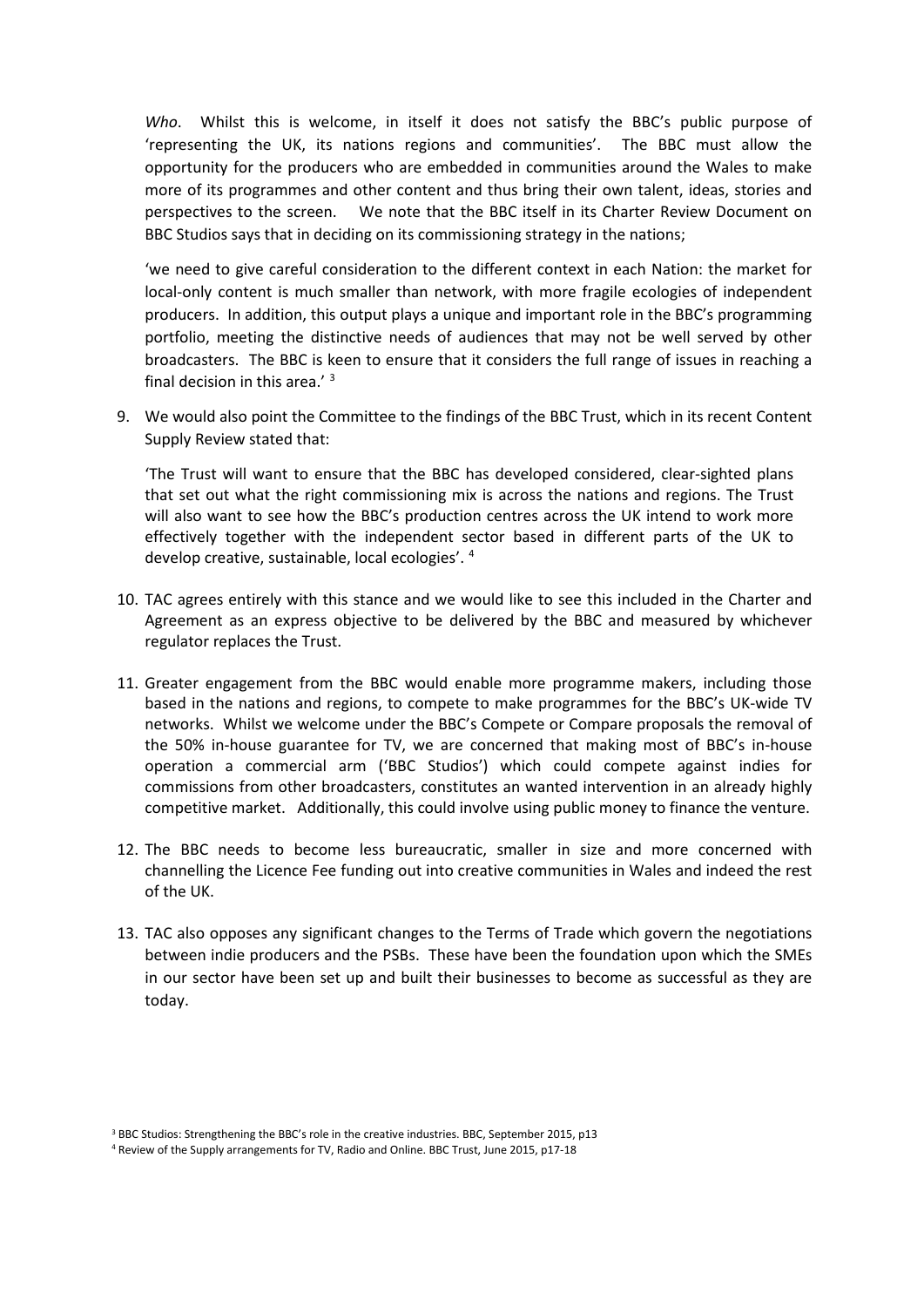*Who*. Whilst this is welcome, in itself it does not satisfy the BBC's public purpose of 'representing the UK, its nations regions and communities'. The BBC must allow the opportunity for the producers who are embedded in communities around the Wales to make more of its programmes and other content and thus bring their own talent, ideas, stories and perspectives to the screen. We note that the BBC itself in its Charter Review Document on BBC Studios says that in deciding on its commissioning strategy in the nations;

'we need to give careful consideration to the different context in each Nation: the market for local-only content is much smaller than network, with more fragile ecologies of independent producers. In addition, this output plays a unique and important role in the BBC's programming portfolio, meeting the distinctive needs of audiences that may not be well served by other broadcasters. The BBC is keen to ensure that it considers the full range of issues in reaching a final decision in this area.' [3]

9. We would also point the Committee to the findings of the BBC Trust, which in its recent Content Supply Review stated that:

   'The Trust will want to ensure that the BBC has developed considered, clear-sighted plans that set out what the right commissioning mix is across the nations and regions. The Trust will also want to see how the BBC's production centres across the UK intend to work more effectively together with the independent sector based in different parts of the UK to develop creative, sustainable, local ecologies'. [4]

10. TAC agrees entirely with this stance and we would like to see this included in the Charter and Agreement as an express objective to be delivered by the BBC and measured by whichever regulator replaces the Trust.

11. Greater engagement from the BBC would enable more programme makers, including those based in the nations and regions, to compete to make programmes for the BBC's UK-wide TV networks. Whilst we welcome under the BBC's Compete or Compare proposals the removal of the 50% in-house guarantee for TV, we are concerned that making most of BBC's in-house operation a commercial arm ('BBC Studios') which could compete against indies for commissions from other broadcasters, constitutes an wanted intervention in an already highly competitive market. Additionally, this could involve using public money to finance the venture.

12. The BBC needs to become less bureaucratic, smaller in size and more concerned with channelling the Licence Fee funding out into creative communities in Wales and indeed the rest of the UK.

13. TAC also opposes any significant changes to the Terms of Trade which govern the negotiations between indie producers and the PSBs. These have been the foundation upon which the SMEs in our sector have been set up and built their businesses to become as successful as they are today.

[3] BBC Studios: Strengthening the BBC's role in the creative industries. BBC, September 2015, p13

[4] Review of the Supply arrangements for TV, Radio and Online. BBC Trust, June 2015, p17-18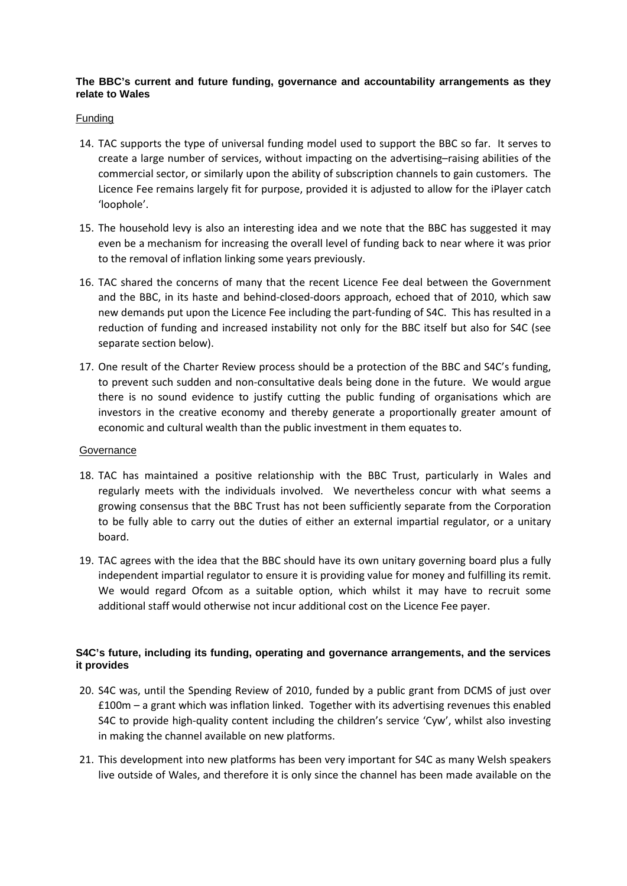**The BBC's current and future funding, governance and accountability arrangements as they relate to Wales**

Funding

14. TAC supports the type of universal funding model used to support the BBC so far. It serves to create a large number of services, without impacting on the advertising–raising abilities of the commercial sector, or similarly upon the ability of subscription channels to gain customers. The Licence Fee remains largely fit for purpose, provided it is adjusted to allow for the iPlayer catch 'loophole'.

15. The household levy is also an interesting idea and we note that the BBC has suggested it may even be a mechanism for increasing the overall level of funding back to near where it was prior to the removal of inflation linking some years previously.

16. TAC shared the concerns of many that the recent Licence Fee deal between the Government and the BBC, in its haste and behind-closed-doors approach, echoed that of 2010, which saw new demands put upon the Licence Fee including the part-funding of S4C. This has resulted in a reduction of funding and increased instability not only for the BBC itself but also for S4C (see separate section below).

17. One result of the Charter Review process should be a protection of the BBC and S4C's funding, to prevent such sudden and non-consultative deals being done in the future. We would argue there is no sound evidence to justify cutting the public funding of organisations which are investors in the creative economy and thereby generate a proportionally greater amount of economic and cultural wealth than the public investment in them equates to.

Governance

18. TAC has maintained a positive relationship with the BBC Trust, particularly in Wales and regularly meets with the individuals involved. We nevertheless concur with what seems a growing consensus that the BBC Trust has not been sufficiently separate from the Corporation to be fully able to carry out the duties of either an external impartial regulator, or a unitary board.

19. TAC agrees with the idea that the BBC should have its own unitary governing board plus a fully independent impartial regulator to ensure it is providing value for money and fulfilling its remit. We would regard Ofcom as a suitable option, which whilst it may have to recruit some additional staff would otherwise not incur additional cost on the Licence Fee payer.

**S4C's future, including its funding, operating and governance arrangements, and the services it provides**

20. S4C was, until the Spending Review of 2010, funded by a public grant from DCMS of just over £100m – a grant which was inflation linked. Together with its advertising revenues this enabled S4C to provide high-quality content including the children's service 'Cyw', whilst also investing in making the channel available on new platforms.

21. This development into new platforms has been very important for S4C as many Welsh speakers live outside of Wales, and therefore it is only since the channel has been made available on the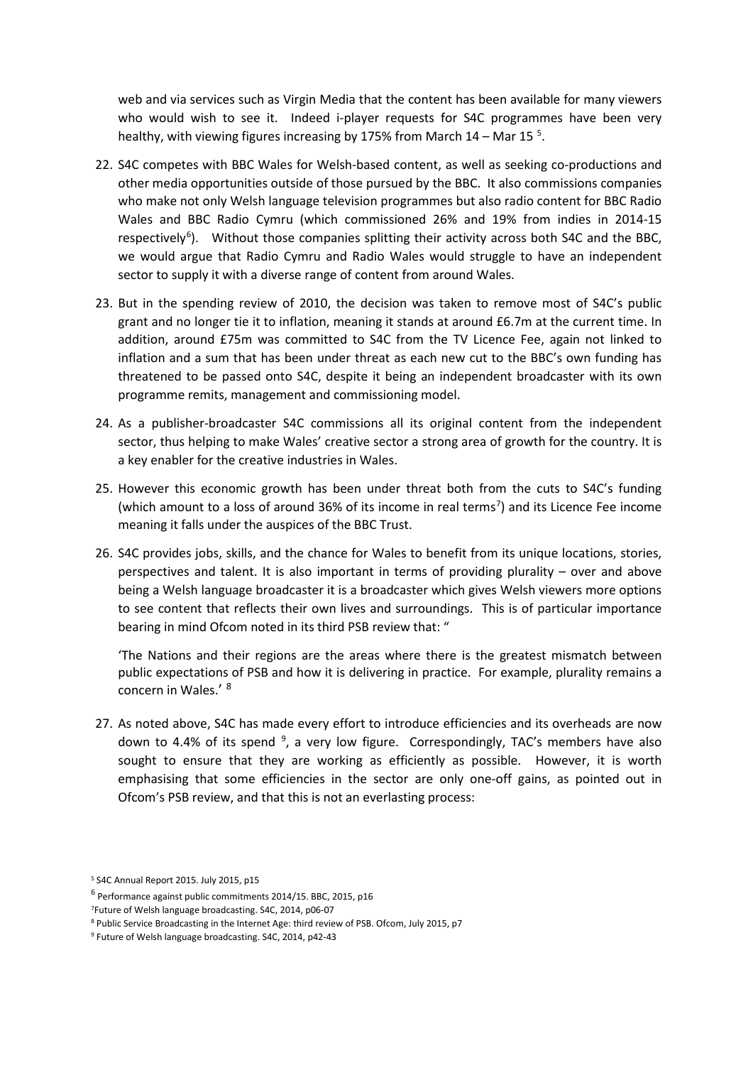web and via services such as Virgin Media that the content has been available for many viewers who would wish to see it. Indeed i-player requests for S4C programmes have been very healthy, with viewing figures increasing by 175% from March 14 – Mar 15 [5].

22. S4C competes with BBC Wales for Welsh-based content, as well as seeking co-productions and other media opportunities outside of those pursued by the BBC. It also commissions companies who make not only Welsh language television programmes but also radio content for BBC Radio Wales and BBC Radio Cymru (which commissioned 26% and 19% from indies in 2014-15 respectively[6]). Without those companies splitting their activity across both S4C and the BBC, we would argue that Radio Cymru and Radio Wales would struggle to have an independent sector to supply it with a diverse range of content from around Wales.

23. But in the spending review of 2010, the decision was taken to remove most of S4C's public grant and no longer tie it to inflation, meaning it stands at around £6.7m at the current time. In addition, around £75m was committed to S4C from the TV Licence Fee, again not linked to inflation and a sum that has been under threat as each new cut to the BBC's own funding has threatened to be passed onto S4C, despite it being an independent broadcaster with its own programme remits, management and commissioning model.

24. As a publisher-broadcaster S4C commissions all its original content from the independent sector, thus helping to make Wales' creative sector a strong area of growth for the country. It is a key enabler for the creative industries in Wales.

25. However this economic growth has been under threat both from the cuts to S4C's funding (which amount to a loss of around 36% of its income in real terms[7]) and its Licence Fee income meaning it falls under the auspices of the BBC Trust.

26. S4C provides jobs, skills, and the chance for Wales to benefit from its unique locations, stories, perspectives and talent. It is also important in terms of providing plurality – over and above being a Welsh language broadcaster it is a broadcaster which gives Welsh viewers more options to see content that reflects their own lives and surroundings. This is of particular importance bearing in mind Ofcom noted in its third PSB review that: "

    'The Nations and their regions are the areas where there is the greatest mismatch between public expectations of PSB and how it is delivering in practice. For example, plurality remains a concern in Wales.' [8]

27. As noted above, S4C has made every effort to introduce efficiencies and its overheads are now down to 4.4% of its spend [9], a very low figure. Correspondingly, TAC's members have also sought to ensure that they are working as efficiently as possible. However, it is worth emphasising that some efficiencies in the sector are only one-off gains, as pointed out in Ofcom's PSB review, and that this is not an everlasting process:

---

[5] S4C Annual Report 2015. July 2015, p15

[6] Performance against public commitments 2014/15. BBC, 2015, p16

[7] Future of Welsh language broadcasting. S4C, 2014, p06-07

[8] Public Service Broadcasting in the Internet Age: third review of PSB. Ofcom, July 2015, p7

[9] Future of Welsh language broadcasting. S4C, 2014, p42-43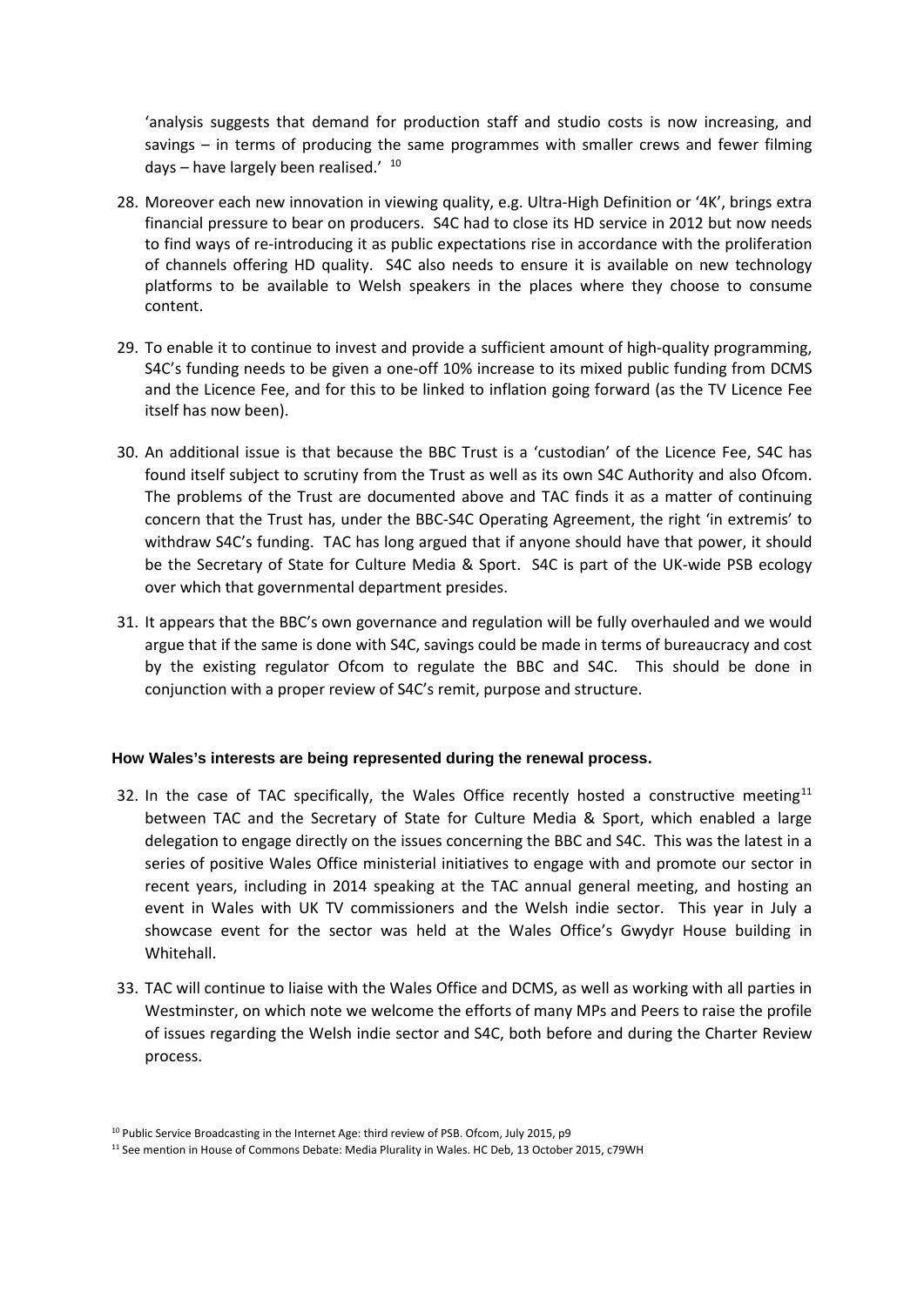'analysis suggests that demand for production staff and studio costs is now increasing, and savings – in terms of producing the same programmes with smaller crews and fewer filming days – have largely been realised.' [10]

28. Moreover each new innovation in viewing quality, e.g. Ultra-High Definition or '4K', brings extra financial pressure to bear on producers. S4C had to close its HD service in 2012 but now needs to find ways of re-introducing it as public expectations rise in accordance with the proliferation of channels offering HD quality. S4C also needs to ensure it is available on new technology platforms to be available to Welsh speakers in the places where they choose to consume content.

29. To enable it to continue to invest and provide a sufficient amount of high-quality programming, S4C's funding needs to be given a one-off 10% increase to its mixed public funding from DCMS and the Licence Fee, and for this to be linked to inflation going forward (as the TV Licence Fee itself has now been).

30. An additional issue is that because the BBC Trust is a 'custodian' of the Licence Fee, S4C has found itself subject to scrutiny from the Trust as well as its own S4C Authority and also Ofcom. The problems of the Trust are documented above and TAC finds it as a matter of continuing concern that the Trust has, under the BBC-S4C Operating Agreement, the right 'in extremis' to withdraw S4C's funding. TAC has long argued that if anyone should have that power, it should be the Secretary of State for Culture Media & Sport. S4C is part of the UK-wide PSB ecology over which that governmental department presides.

31. It appears that the BBC's own governance and regulation will be fully overhauled and we would argue that if the same is done with S4C, savings could be made in terms of bureaucracy and cost by the existing regulator Ofcom to regulate the BBC and S4C. This should be done in conjunction with a proper review of S4C's remit, purpose and structure.

### How Wales's interests are being represented during the renewal process.

32. In the case of TAC specifically, the Wales Office recently hosted a constructive meeting[11] between TAC and the Secretary of State for Culture Media & Sport, which enabled a large delegation to engage directly on the issues concerning the BBC and S4C. This was the latest in a series of positive Wales Office ministerial initiatives to engage with and promote our sector in recent years, including in 2014 speaking at the TAC annual general meeting, and hosting an event in Wales with UK TV commissioners and the Welsh indie sector. This year in July a showcase event for the sector was held at the Wales Office's Gwydyr House building in Whitehall.

33. TAC will continue to liaise with the Wales Office and DCMS, as well as working with all parties in Westminster, on which note we welcome the efforts of many MPs and Peers to raise the profile of issues regarding the Welsh indie sector and S4C, both before and during the Charter Review process.

---

[10] Public Service Broadcasting in the Internet Age: third review of PSB. Ofcom, July 2015, p9

[11] See mention in House of Commons Debate: Media Plurality in Wales. HC Deb, 13 October 2015, c79WH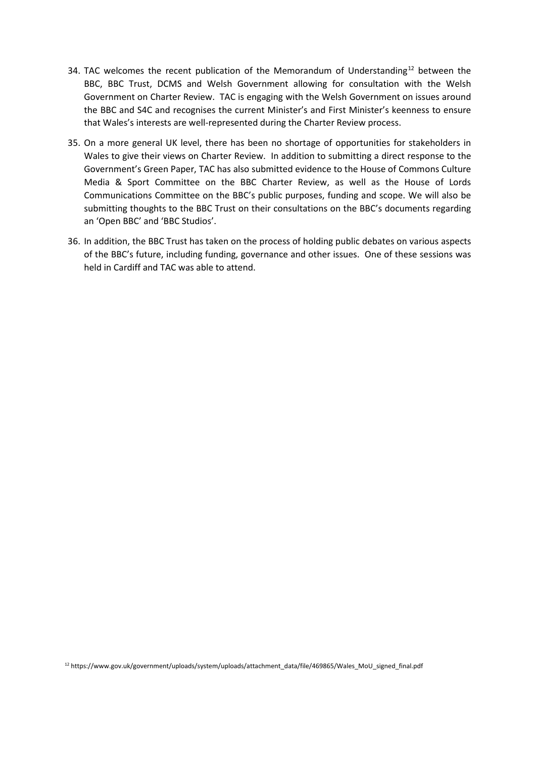34. TAC welcomes the recent publication of the Memorandum of Understanding[12] between the BBC, BBC Trust, DCMS and Welsh Government allowing for consultation with the Welsh Government on Charter Review. TAC is engaging with the Welsh Government on issues around the BBC and S4C and recognises the current Minister's and First Minister's keenness to ensure that Wales's interests are well-represented during the Charter Review process.

35. On a more general UK level, there has been no shortage of opportunities for stakeholders in Wales to give their views on Charter Review. In addition to submitting a direct response to the Government's Green Paper, TAC has also submitted evidence to the House of Commons Culture Media & Sport Committee on the BBC Charter Review, as well as the House of Lords Communications Committee on the BBC's public purposes, funding and scope. We will also be submitting thoughts to the BBC Trust on their consultations on the BBC's documents regarding an 'Open BBC' and 'BBC Studios'.

36. In addition, the BBC Trust has taken on the process of holding public debates on various aspects of the BBC's future, including funding, governance and other issues. One of these sessions was held in Cardiff and TAC was able to attend.

[12] https://www.gov.uk/government/uploads/system/uploads/attachment_data/file/469865/Wales_MoU_signed_final.pdf